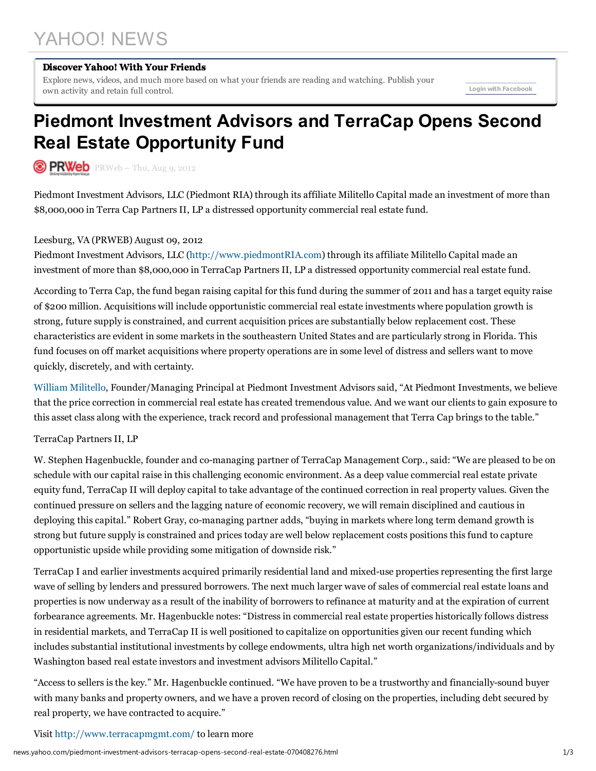YAHOO! NEWS

**Discover Yahoo! With Your Friends**

Explore news, videos, and much more based on what your friends are reading and watching. Publish your own activity and retain full control.

Login with Facebook

# Piedmont Investment Advisors and TerraCap Opens Second Real Estate Opportunity Fund

PRWeb – Thu, Aug 9, 2012

Piedmont Investment Advisors, LLC (Piedmont RIA) through its affiliate Militello Capital made an investment of more than $8,000,000 in Terra Cap Partners II, LP a distressed opportunity commercial real estate fund.

Leesburg, VA (PRWEB) August 09, 2012
Piedmont Investment Advisors, LLC (http://www.piedmontRIA.com) through its affiliate Militello Capital made an investment of more than $8,000,000 in TerraCap Partners II, LP a distressed opportunity commercial real estate fund.

According to Terra Cap, the fund began raising capital for this fund during the summer of 2011 and has a target equity raise of $200 million. Acquisitions will include opportunistic commercial real estate investments where population growth is strong, future supply is constrained, and current acquisition prices are substantially below replacement cost. These characteristics are evident in some markets in the southeastern United States and are particularly strong in Florida. This fund focuses on off market acquisitions where property operations are in some level of distress and sellers want to move quickly, discretely, and with certainty.

William Militello, Founder/Managing Principal at Piedmont Investment Advisors said, "At Piedmont Investments, we believe that the price correction in commercial real estate has created tremendous value. And we want our clients to gain exposure to this asset class along with the experience, track record and professional management that Terra Cap brings to the table."

TerraCap Partners II, LP

W. Stephen Hagenbuckle, founder and co-managing partner of TerraCap Management Corp., said: "We are pleased to be on schedule with our capital raise in this challenging economic environment. As a deep value commercial real estate private equity fund, TerraCap II will deploy capital to take advantage of the continued correction in real property values. Given the continued pressure on sellers and the lagging nature of economic recovery, we will remain disciplined and cautious in deploying this capital." Robert Gray, co-managing partner adds, "buying in markets where long term demand growth is strong but future supply is constrained and prices today are well below replacement costs positions this fund to capture opportunistic upside while providing some mitigation of downside risk."

TerraCap I and earlier investments acquired primarily residential land and mixed-use properties representing the first large wave of selling by lenders and pressured borrowers. The next much larger wave of sales of commercial real estate loans and properties is now underway as a result of the inability of borrowers to refinance at maturity and at the expiration of current forbearance agreements. Mr. Hagenbuckle notes: "Distress in commercial real estate properties historically follows distress in residential markets, and TerraCap II is well positioned to capitalize on opportunities given our recent funding which includes substantial institutional investments by college endowments, ultra high net worth organizations/individuals and by Washington based real estate investors and investment advisors Militello Capital."

"Access to sellers is the key." Mr. Hagenbuckle continued. "We have proven to be a trustworthy and financially-sound buyer with many banks and property owners, and we have a proven record of closing on the properties, including debt secured by real property, we have contracted to acquire."

Visit http://www.terracapmgmt.com/ to learn more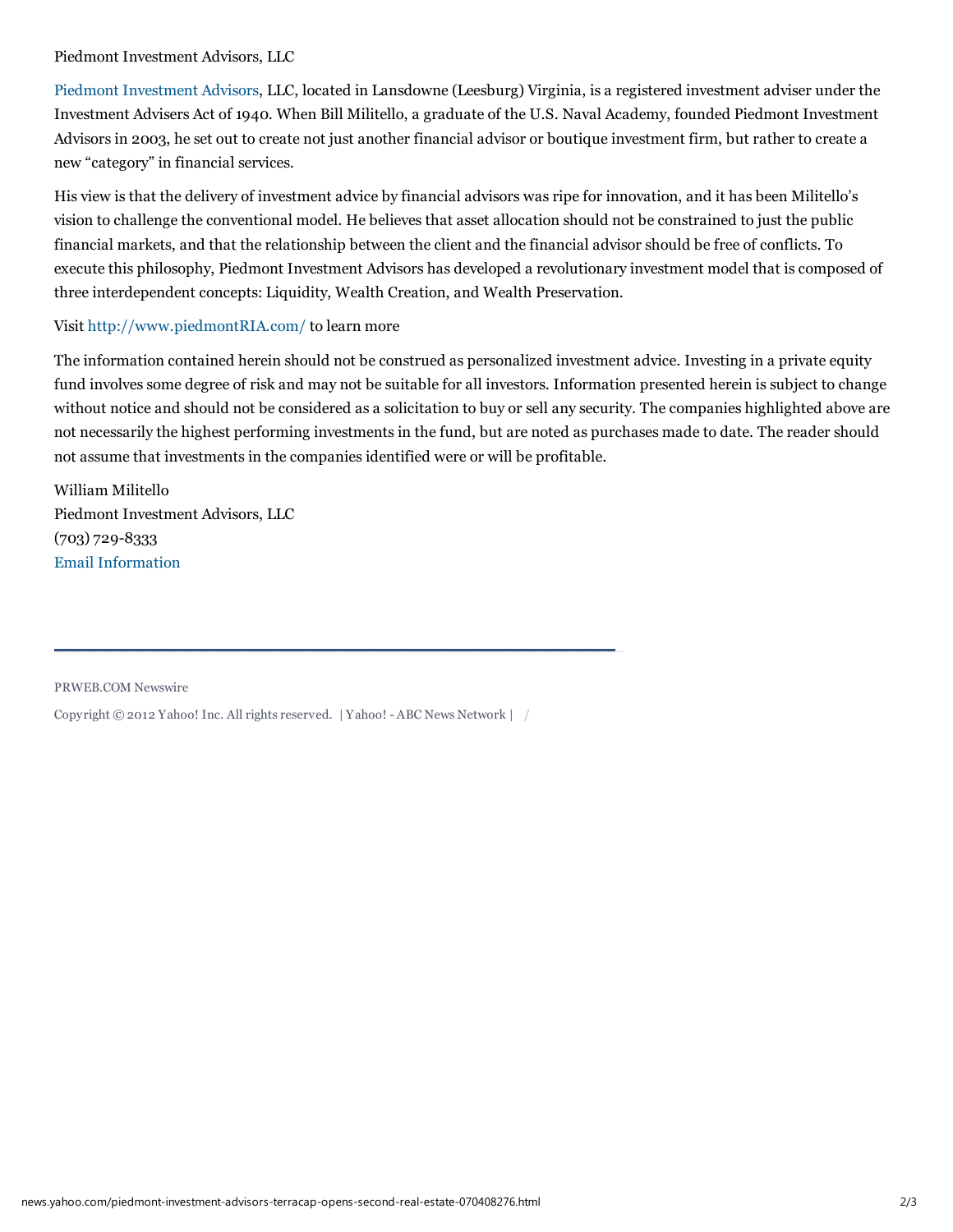Piedmont Investment Advisors, LLC

Piedmont Investment Advisors, LLC, located in Lansdowne (Leesburg) Virginia, is a registered investment adviser under the Investment Advisers Act of 1940. When Bill Militello, a graduate of the U.S. Naval Academy, founded Piedmont Investment Advisors in 2003, he set out to create not just another financial advisor or boutique investment firm, but rather to create a new "category" in financial services.

His view is that the delivery of investment advice by financial advisors was ripe for innovation, and it has been Militello's vision to challenge the conventional model. He believes that asset allocation should not be constrained to just the public financial markets, and that the relationship between the client and the financial advisor should be free of conflicts. To execute this philosophy, Piedmont Investment Advisors has developed a revolutionary investment model that is composed of three interdependent concepts: Liquidity, Wealth Creation, and Wealth Preservation.

Visit http://www.piedmontRIA.com/ to learn more

The information contained herein should not be construed as personalized investment advice. Investing in a private equity fund involves some degree of risk and may not be suitable for all investors. Information presented herein is subject to change without notice and should not be considered as a solicitation to buy or sell any security. The companies highlighted above are not necessarily the highest performing investments in the fund, but are noted as purchases made to date. The reader should not assume that investments in the companies identified were or will be profitable.

William Militello
Piedmont Investment Advisors, LLC
(703) 729-8333
Email Information

---

PRWEB.COM Newswire

Copyright © 2012 Yahoo! Inc. All rights reserved. | Yahoo! - ABC News Network | /